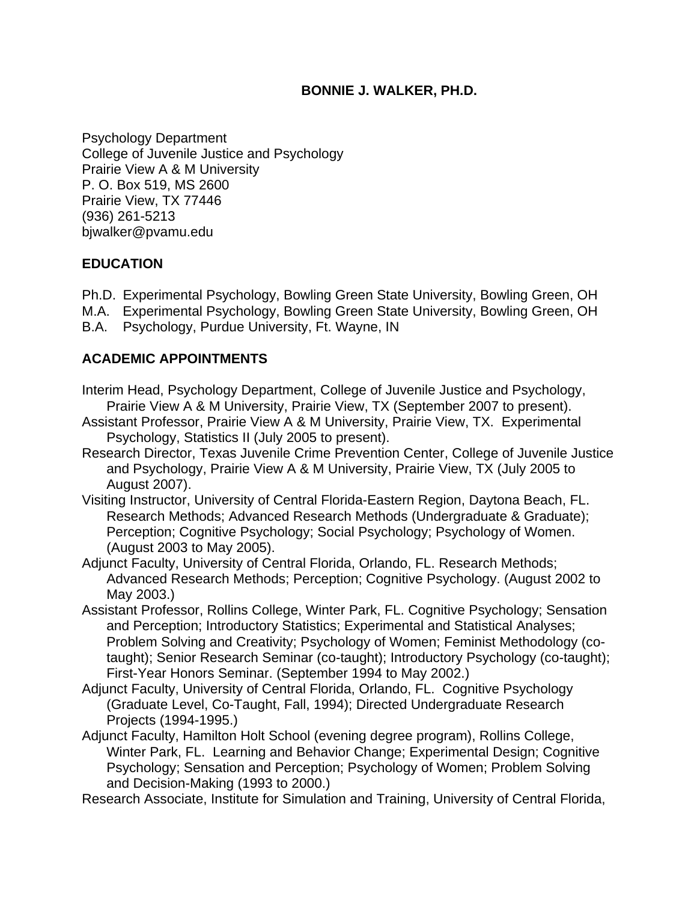# BONNIE J. WALKER, PH.D.

Psychology Department
College of Juvenile Justice and Psychology
Prairie View A & M University
P. O. Box 519, MS 2600
Prairie View, TX 77446
(936) 261-5213
bjwalker@pvamu.edu

## EDUCATION

Ph.D. Experimental Psychology, Bowling Green State University, Bowling Green, OH
M.A. Experimental Psychology, Bowling Green State University, Bowling Green, OH
B.A. Psychology, Purdue University, Ft. Wayne, IN

## ACADEMIC APPOINTMENTS

Interim Head, Psychology Department, College of Juvenile Justice and Psychology, Prairie View A & M University, Prairie View, TX (September 2007 to present).

Assistant Professor, Prairie View A & M University, Prairie View, TX. Experimental Psychology, Statistics II (July 2005 to present).

Research Director, Texas Juvenile Crime Prevention Center, College of Juvenile Justice and Psychology, Prairie View A & M University, Prairie View, TX (July 2005 to August 2007).

Visiting Instructor, University of Central Florida-Eastern Region, Daytona Beach, FL. Research Methods; Advanced Research Methods (Undergraduate & Graduate); Perception; Cognitive Psychology; Social Psychology; Psychology of Women. (August 2003 to May 2005).

Adjunct Faculty, University of Central Florida, Orlando, FL. Research Methods; Advanced Research Methods; Perception; Cognitive Psychology. (August 2002 to May 2003.)

Assistant Professor, Rollins College, Winter Park, FL. Cognitive Psychology; Sensation and Perception; Introductory Statistics; Experimental and Statistical Analyses; Problem Solving and Creativity; Psychology of Women; Feminist Methodology (co-taught); Senior Research Seminar (co-taught); Introductory Psychology (co-taught); First-Year Honors Seminar. (September 1994 to May 2002.)

Adjunct Faculty, University of Central Florida, Orlando, FL. Cognitive Psychology (Graduate Level, Co-Taught, Fall, 1994); Directed Undergraduate Research Projects (1994-1995.)

Adjunct Faculty, Hamilton Holt School (evening degree program), Rollins College, Winter Park, FL. Learning and Behavior Change; Experimental Design; Cognitive Psychology; Sensation and Perception; Psychology of Women; Problem Solving and Decision-Making (1993 to 2000.)

Research Associate, Institute for Simulation and Training, University of Central Florida,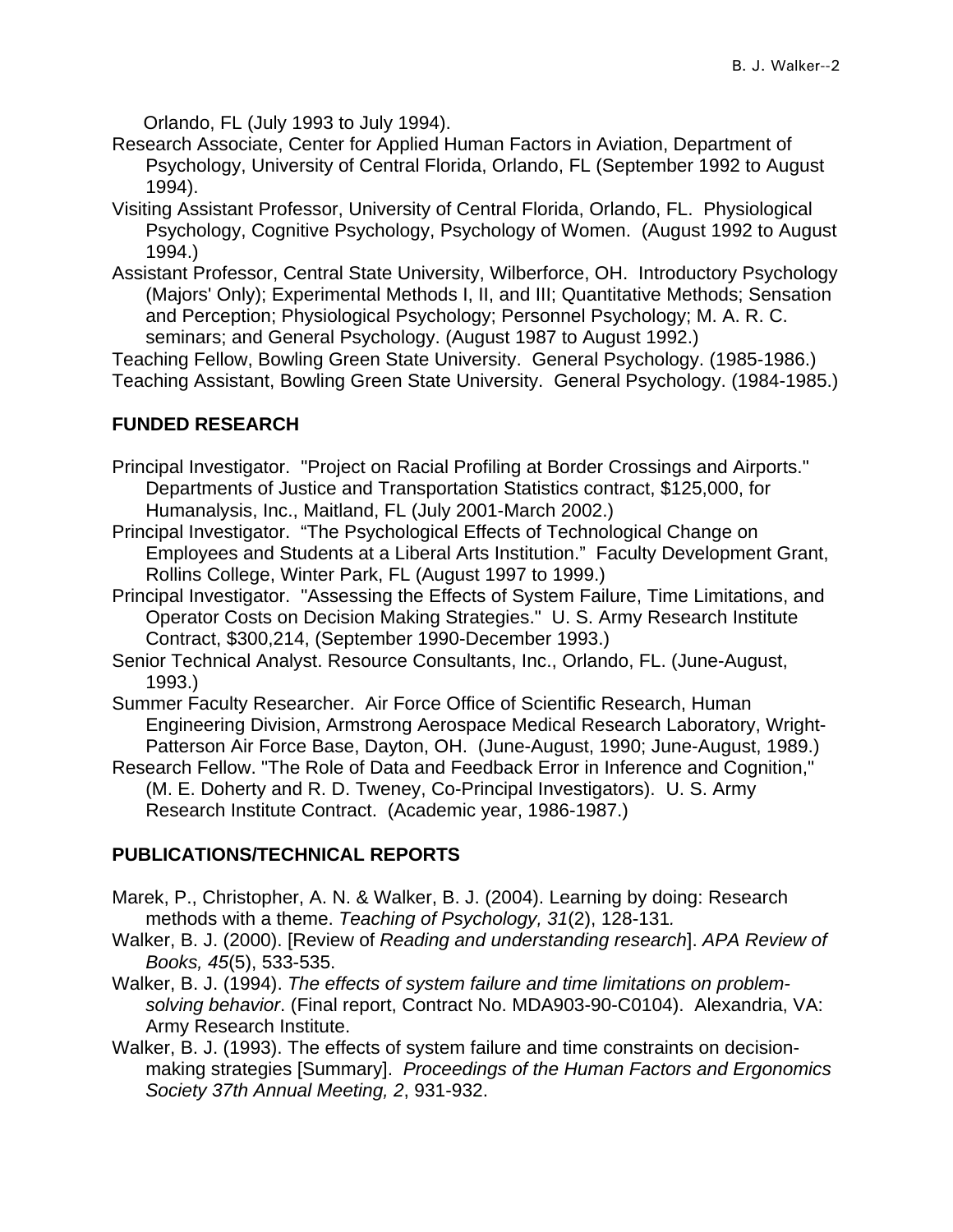Orlando, FL (July 1993 to July 1994).

Research Associate, Center for Applied Human Factors in Aviation, Department of Psychology, University of Central Florida, Orlando, FL (September 1992 to August 1994).

Visiting Assistant Professor, University of Central Florida, Orlando, FL. Physiological Psychology, Cognitive Psychology, Psychology of Women. (August 1992 to August 1994.)

Assistant Professor, Central State University, Wilberforce, OH. Introductory Psychology (Majors' Only); Experimental Methods I, II, and III; Quantitative Methods; Sensation and Perception; Physiological Psychology; Personnel Psychology; M. A. R. C. seminars; and General Psychology. (August 1987 to August 1992.)

Teaching Fellow, Bowling Green State University. General Psychology. (1985-1986.)

Teaching Assistant, Bowling Green State University. General Psychology. (1984-1985.)

## FUNDED RESEARCH

Principal Investigator. "Project on Racial Profiling at Border Crossings and Airports." Departments of Justice and Transportation Statistics contract, $125,000, for Humanalysis, Inc., Maitland, FL (July 2001-March 2002.)

Principal Investigator. "The Psychological Effects of Technological Change on Employees and Students at a Liberal Arts Institution." Faculty Development Grant, Rollins College, Winter Park, FL (August 1997 to 1999.)

Principal Investigator. "Assessing the Effects of System Failure, Time Limitations, and Operator Costs on Decision Making Strategies." U. S. Army Research Institute Contract, $300,214, (September 1990-December 1993.)

Senior Technical Analyst. Resource Consultants, Inc., Orlando, FL. (June-August, 1993.)

Summer Faculty Researcher. Air Force Office of Scientific Research, Human Engineering Division, Armstrong Aerospace Medical Research Laboratory, Wright-Patterson Air Force Base, Dayton, OH. (June-August, 1990; June-August, 1989.)

Research Fellow. "The Role of Data and Feedback Error in Inference and Cognition," (M. E. Doherty and R. D. Tweney, Co-Principal Investigators). U. S. Army Research Institute Contract. (Academic year, 1986-1987.)

## PUBLICATIONS/TECHNICAL REPORTS

Marek, P., Christopher, A. N. & Walker, B. J. (2004). Learning by doing: Research methods with a theme. *Teaching of Psychology, 31*(2), 128-131*.*

Walker, B. J. (2000). [Review of *Reading and understanding research*]. *APA Review of Books, 45*(5), 533-535.

Walker, B. J. (1994). *The effects of system failure and time limitations on problem-solving behavior*. (Final report, Contract No. MDA903-90-C0104). Alexandria, VA: Army Research Institute.

Walker, B. J. (1993). The effects of system failure and time constraints on decision-making strategies [Summary]. *Proceedings of the Human Factors and Ergonomics Society 37th Annual Meeting, 2*, 931-932.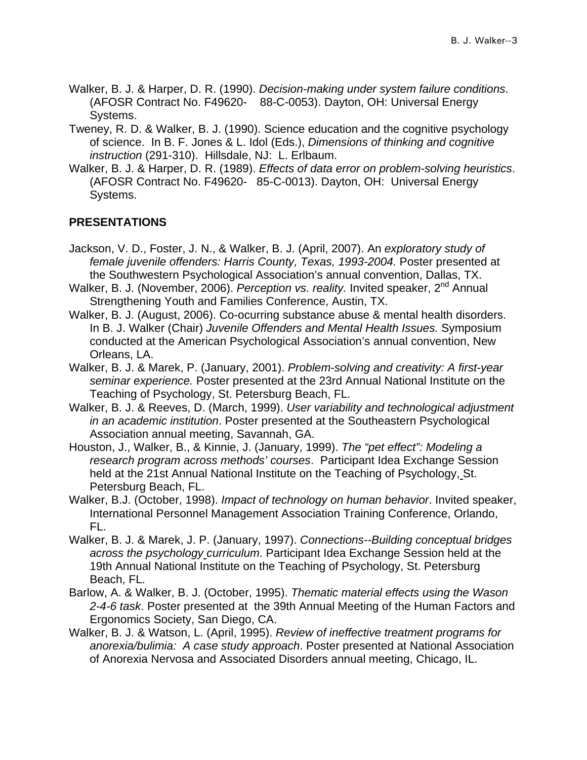Walker, B. J. & Harper, D. R. (1990). *Decision-making under system failure conditions*. (AFOSR Contract No. F49620- 88-C-0053). Dayton, OH: Universal Energy Systems.

Tweney, R. D. & Walker, B. J. (1990). Science education and the cognitive psychology of science. In B. F. Jones & L. Idol (Eds.), *Dimensions of thinking and cognitive instruction* (291-310). Hillsdale, NJ: L. Erlbaum.

Walker, B. J. & Harper, D. R. (1989). *Effects of data error on problem-solving heuristics*. (AFOSR Contract No. F49620- 85-C-0013). Dayton, OH: Universal Energy Systems.

## PRESENTATIONS

Jackson, V. D., Foster, J. N., & Walker, B. J. (April, 2007). An *exploratory study of female juvenile offenders: Harris County, Texas, 1993-2004.* Poster presented at the Southwestern Psychological Association's annual convention, Dallas, TX.

Walker, B. J. (November, 2006). *Perception vs. reality.* Invited speaker, 2nd Annual Strengthening Youth and Families Conference, Austin, TX.

Walker, B. J. (August, 2006). Co-ocurring substance abuse & mental health disorders. In B. J. Walker (Chair) *Juvenile Offenders and Mental Health Issues.* Symposium conducted at the American Psychological Association's annual convention, New Orleans, LA.

Walker, B. J. & Marek, P. (January, 2001). *Problem-solving and creativity: A first-year seminar experience.* Poster presented at the 23rd Annual National Institute on the Teaching of Psychology, St. Petersburg Beach, FL.

Walker, B. J. & Reeves, D. (March, 1999). *User variability and technological adjustment in an academic institution*. Poster presented at the Southeastern Psychological Association annual meeting, Savannah, GA.

Houston, J., Walker, B., & Kinnie, J. (January, 1999). *The "pet effect": Modeling a research program across methods' courses*. Participant Idea Exchange Session held at the 21st Annual National Institute on the Teaching of Psychology, St. Petersburg Beach, FL.

Walker, B.J. (October, 1998). *Impact of technology on human behavior*. Invited speaker, International Personnel Management Association Training Conference, Orlando, FL.

Walker, B. J. & Marek, J. P. (January, 1997). *Connections--Building conceptual bridges across the psychology curriculum*. Participant Idea Exchange Session held at the 19th Annual National Institute on the Teaching of Psychology, St. Petersburg Beach, FL.

Barlow, A. & Walker, B. J. (October, 1995). *Thematic material effects using the Wason 2-4-6 task*. Poster presented at the 39th Annual Meeting of the Human Factors and Ergonomics Society, San Diego, CA.

Walker, B. J. & Watson, L. (April, 1995). *Review of ineffective treatment programs for anorexia/bulimia: A case study approach*. Poster presented at National Association of Anorexia Nervosa and Associated Disorders annual meeting, Chicago, IL.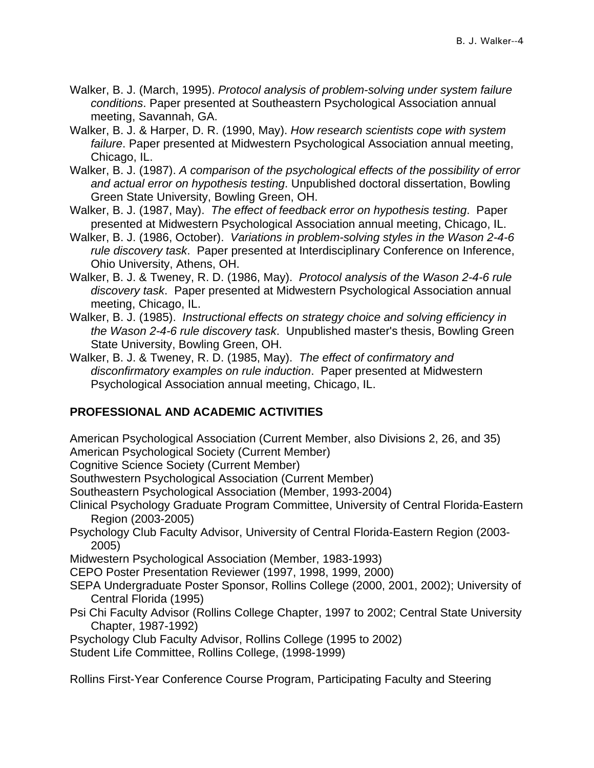Walker, B. J. (March, 1995). *Protocol analysis of problem-solving under system failure conditions*. Paper presented at Southeastern Psychological Association annual meeting, Savannah, GA.

Walker, B. J. & Harper, D. R. (1990, May). *How research scientists cope with system failure*. Paper presented at Midwestern Psychological Association annual meeting, Chicago, IL.

Walker, B. J. (1987). *A comparison of the psychological effects of the possibility of error and actual error on hypothesis testing*. Unpublished doctoral dissertation, Bowling Green State University, Bowling Green, OH.

Walker, B. J. (1987, May). *The effect of feedback error on hypothesis testing*. Paper presented at Midwestern Psychological Association annual meeting, Chicago, IL.

Walker, B. J. (1986, October). *Variations in problem-solving styles in the Wason 2-4-6 rule discovery task*. Paper presented at Interdisciplinary Conference on Inference, Ohio University, Athens, OH.

Walker, B. J. & Tweney, R. D. (1986, May). *Protocol analysis of the Wason 2-4-6 rule discovery task*. Paper presented at Midwestern Psychological Association annual meeting, Chicago, IL.

Walker, B. J. (1985). *Instructional effects on strategy choice and solving efficiency in the Wason 2-4-6 rule discovery task*. Unpublished master's thesis, Bowling Green State University, Bowling Green, OH.

Walker, B. J. & Tweney, R. D. (1985, May). *The effect of confirmatory and disconfirmatory examples on rule induction*. Paper presented at Midwestern Psychological Association annual meeting, Chicago, IL.

## PROFESSIONAL AND ACADEMIC ACTIVITIES

American Psychological Association (Current Member, also Divisions 2, 26, and 35)

American Psychological Society (Current Member)

Cognitive Science Society (Current Member)

Southwestern Psychological Association (Current Member)

Southeastern Psychological Association (Member, 1993-2004)

Clinical Psychology Graduate Program Committee, University of Central Florida-Eastern Region (2003-2005)

Psychology Club Faculty Advisor, University of Central Florida-Eastern Region (2003-2005)

Midwestern Psychological Association (Member, 1983-1993)

CEPO Poster Presentation Reviewer (1997, 1998, 1999, 2000)

SEPA Undergraduate Poster Sponsor, Rollins College (2000, 2001, 2002); University of Central Florida (1995)

Psi Chi Faculty Advisor (Rollins College Chapter, 1997 to 2002; Central State University Chapter, 1987-1992)

Psychology Club Faculty Advisor, Rollins College (1995 to 2002)

Student Life Committee, Rollins College, (1998-1999)

Rollins First-Year Conference Course Program, Participating Faculty and Steering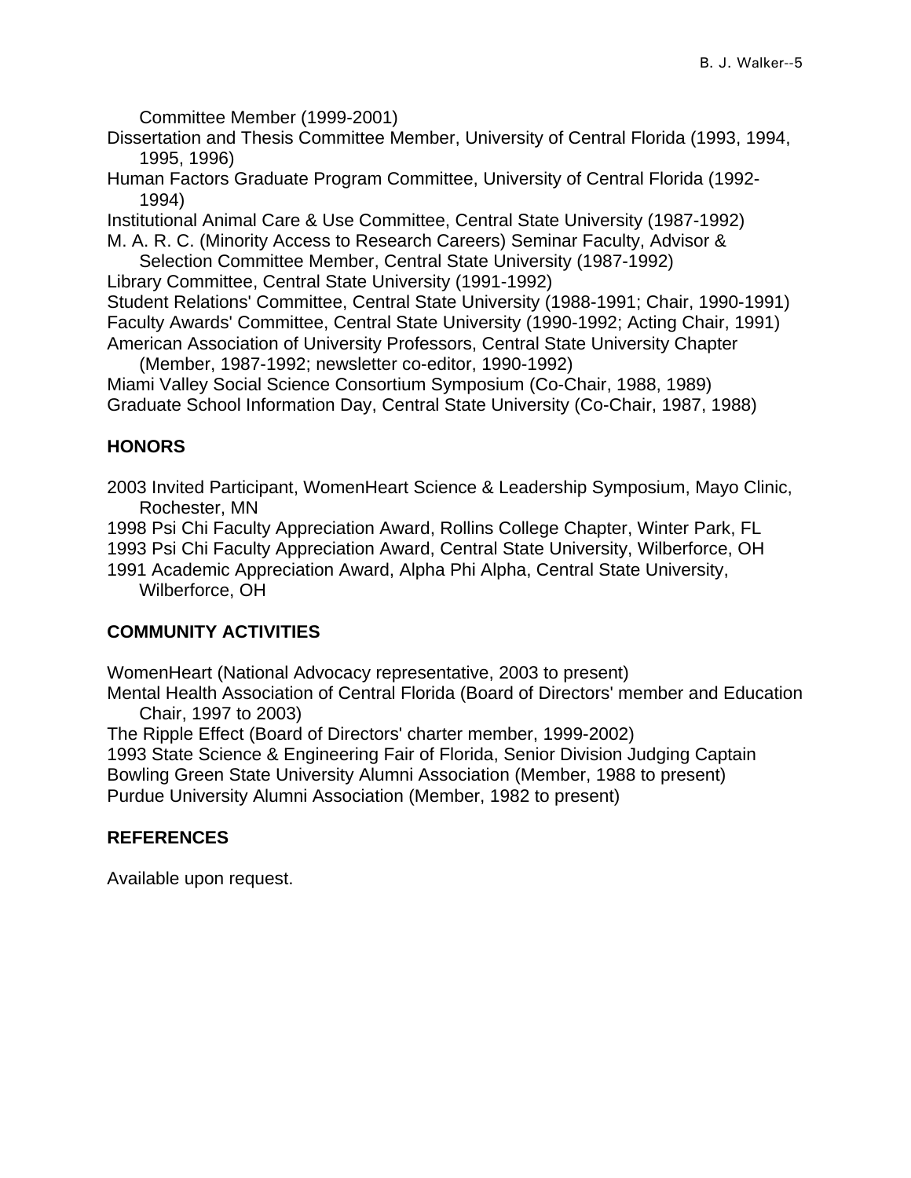Committee Member (1999-2001)

Dissertation and Thesis Committee Member, University of Central Florida (1993, 1994, 1995, 1996)

Human Factors Graduate Program Committee, University of Central Florida (1992-1994)

Institutional Animal Care & Use Committee, Central State University (1987-1992)

M. A. R. C. (Minority Access to Research Careers) Seminar Faculty, Advisor & Selection Committee Member, Central State University (1987-1992)

Library Committee, Central State University (1991-1992)

Student Relations' Committee, Central State University (1988-1991; Chair, 1990-1991)

Faculty Awards' Committee, Central State University (1990-1992; Acting Chair, 1991)

American Association of University Professors, Central State University Chapter (Member, 1987-1992; newsletter co-editor, 1990-1992)

Miami Valley Social Science Consortium Symposium (Co-Chair, 1988, 1989)

Graduate School Information Day, Central State University (Co-Chair, 1987, 1988)

## HONORS

2003 Invited Participant, WomenHeart Science & Leadership Symposium, Mayo Clinic, Rochester, MN

1998 Psi Chi Faculty Appreciation Award, Rollins College Chapter, Winter Park, FL

1993 Psi Chi Faculty Appreciation Award, Central State University, Wilberforce, OH

1991 Academic Appreciation Award, Alpha Phi Alpha, Central State University, Wilberforce, OH

## COMMUNITY ACTIVITIES

WomenHeart (National Advocacy representative, 2003 to present)

Mental Health Association of Central Florida (Board of Directors' member and Education Chair, 1997 to 2003)

The Ripple Effect (Board of Directors' charter member, 1999-2002)

1993 State Science & Engineering Fair of Florida, Senior Division Judging Captain

Bowling Green State University Alumni Association (Member, 1988 to present)

Purdue University Alumni Association (Member, 1982 to present)

## REFERENCES

Available upon request.